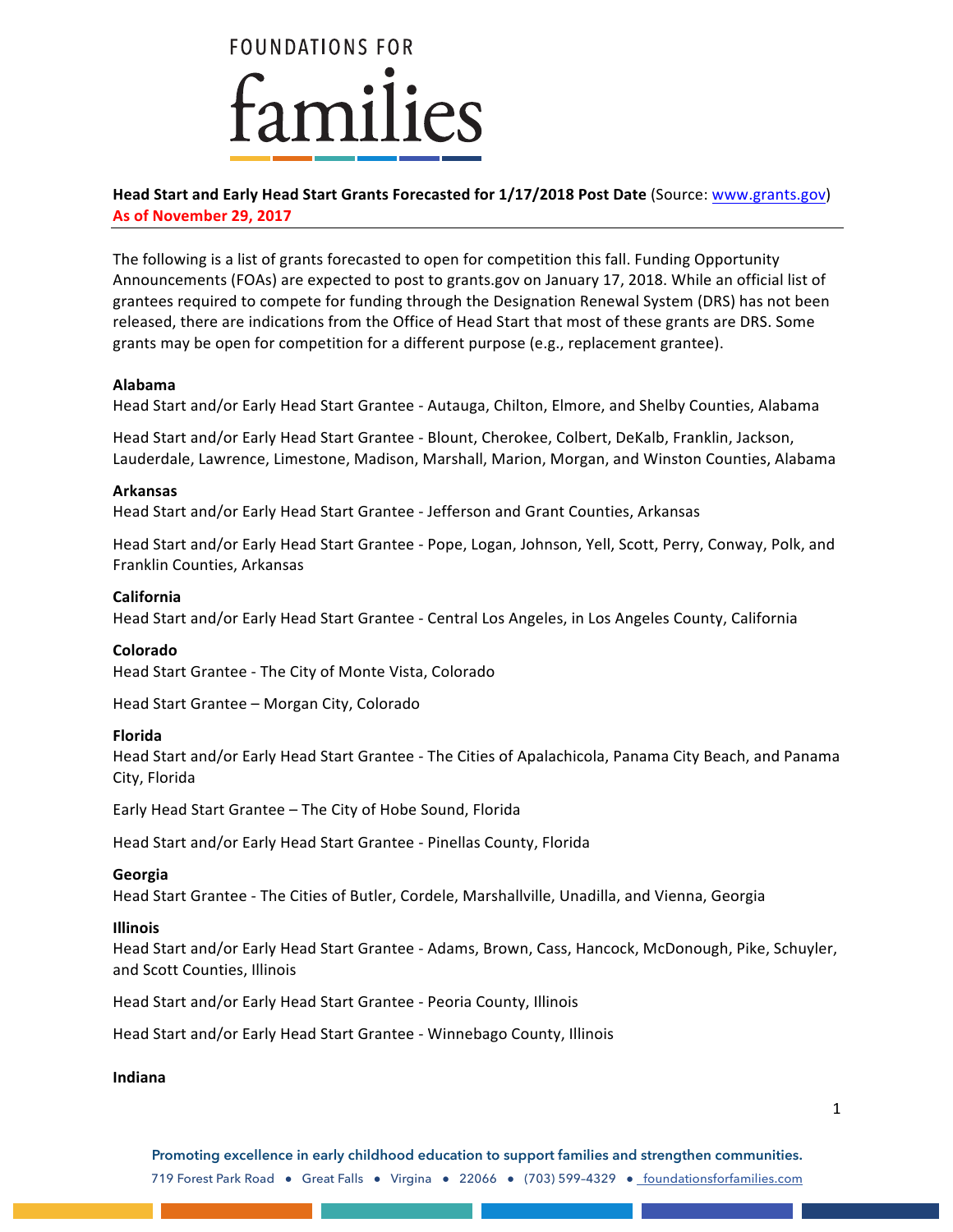# FOUNDATIONS FOR families

**Head Start and Early Head Start Grants Forecasted for 1/17/2018 Post Date** (Source: www.grants.gov)
**As of November 29, 2017**

The following is a list of grants forecasted to open for competition this fall. Funding Opportunity Announcements (FOAs) are expected to post to grants.gov on January 17, 2018. While an official list of grantees required to compete for funding through the Designation Renewal System (DRS) has not been released, there are indications from the Office of Head Start that most of these grants are DRS. Some grants may be open for competition for a different purpose (e.g., replacement grantee).

**Alabama**

Head Start and/or Early Head Start Grantee - Autauga, Chilton, Elmore, and Shelby Counties, Alabama

Head Start and/or Early Head Start Grantee - Blount, Cherokee, Colbert, DeKalb, Franklin, Jackson, Lauderdale, Lawrence, Limestone, Madison, Marshall, Marion, Morgan, and Winston Counties, Alabama

**Arkansas**

Head Start and/or Early Head Start Grantee - Jefferson and Grant Counties, Arkansas

Head Start and/or Early Head Start Grantee - Pope, Logan, Johnson, Yell, Scott, Perry, Conway, Polk, and Franklin Counties, Arkansas

**California**

Head Start and/or Early Head Start Grantee - Central Los Angeles, in Los Angeles County, California

**Colorado**

Head Start Grantee - The City of Monte Vista, Colorado

Head Start Grantee – Morgan City, Colorado

**Florida**

Head Start and/or Early Head Start Grantee - The Cities of Apalachicola, Panama City Beach, and Panama City, Florida

Early Head Start Grantee – The City of Hobe Sound, Florida

Head Start and/or Early Head Start Grantee - Pinellas County, Florida

**Georgia**

Head Start Grantee - The Cities of Butler, Cordele, Marshallville, Unadilla, and Vienna, Georgia

**Illinois**

Head Start and/or Early Head Start Grantee - Adams, Brown, Cass, Hancock, McDonough, Pike, Schuyler, and Scott Counties, Illinois

Head Start and/or Early Head Start Grantee - Peoria County, Illinois

Head Start and/or Early Head Start Grantee - Winnebago County, Illinois

**Indiana**

Promoting excellence in early childhood education to support families and strengthen communities.

719 Forest Park Road • Great Falls • Virgina • 22066 • (703) 599-4329 • foundationsforfamilies.com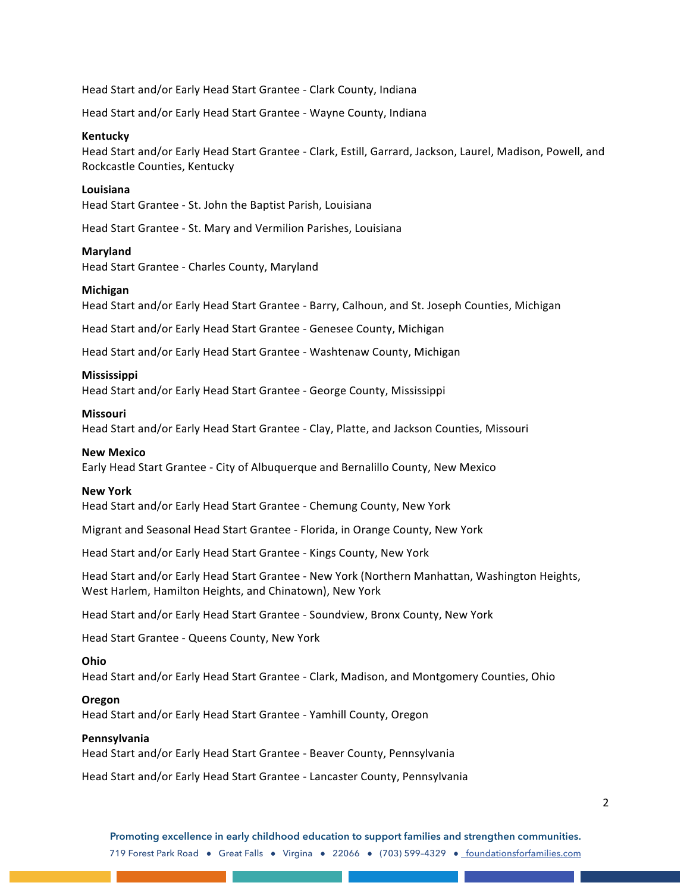Head Start and/or Early Head Start Grantee - Clark County, Indiana

Head Start and/or Early Head Start Grantee - Wayne County, Indiana

**Kentucky**
Head Start and/or Early Head Start Grantee - Clark, Estill, Garrard, Jackson, Laurel, Madison, Powell, and Rockcastle Counties, Kentucky

**Louisiana**
Head Start Grantee - St. John the Baptist Parish, Louisiana

Head Start Grantee - St. Mary and Vermilion Parishes, Louisiana

**Maryland**
Head Start Grantee - Charles County, Maryland

**Michigan**
Head Start and/or Early Head Start Grantee - Barry, Calhoun, and St. Joseph Counties, Michigan

Head Start and/or Early Head Start Grantee - Genesee County, Michigan

Head Start and/or Early Head Start Grantee - Washtenaw County, Michigan

**Mississippi**
Head Start and/or Early Head Start Grantee - George County, Mississippi

**Missouri**
Head Start and/or Early Head Start Grantee - Clay, Platte, and Jackson Counties, Missouri

**New Mexico**
Early Head Start Grantee - City of Albuquerque and Bernalillo County, New Mexico

**New York**
Head Start and/or Early Head Start Grantee - Chemung County, New York

Migrant and Seasonal Head Start Grantee - Florida, in Orange County, New York

Head Start and/or Early Head Start Grantee - Kings County, New York

Head Start and/or Early Head Start Grantee - New York (Northern Manhattan, Washington Heights, West Harlem, Hamilton Heights, and Chinatown), New York

Head Start and/or Early Head Start Grantee - Soundview, Bronx County, New York

Head Start Grantee - Queens County, New York

**Ohio**
Head Start and/or Early Head Start Grantee - Clark, Madison, and Montgomery Counties, Ohio

**Oregon**
Head Start and/or Early Head Start Grantee - Yamhill County, Oregon

**Pennsylvania**
Head Start and/or Early Head Start Grantee - Beaver County, Pennsylvania

Head Start and/or Early Head Start Grantee - Lancaster County, Pennsylvania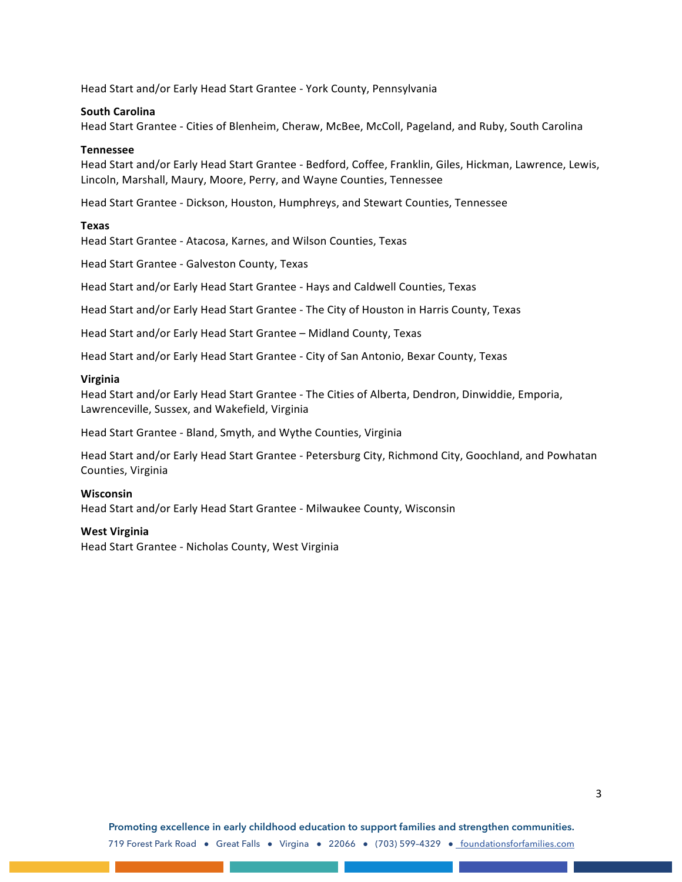Head Start and/or Early Head Start Grantee - York County, Pennsylvania

**South Carolina**

Head Start Grantee - Cities of Blenheim, Cheraw, McBee, McColl, Pageland, and Ruby, South Carolina

**Tennessee**

Head Start and/or Early Head Start Grantee - Bedford, Coffee, Franklin, Giles, Hickman, Lawrence, Lewis, Lincoln, Marshall, Maury, Moore, Perry, and Wayne Counties, Tennessee

Head Start Grantee - Dickson, Houston, Humphreys, and Stewart Counties, Tennessee

**Texas**

Head Start Grantee - Atacosa, Karnes, and Wilson Counties, Texas

Head Start Grantee - Galveston County, Texas

Head Start and/or Early Head Start Grantee - Hays and Caldwell Counties, Texas

Head Start and/or Early Head Start Grantee - The City of Houston in Harris County, Texas

Head Start and/or Early Head Start Grantee – Midland County, Texas

Head Start and/or Early Head Start Grantee - City of San Antonio, Bexar County, Texas

**Virginia**

Head Start and/or Early Head Start Grantee - The Cities of Alberta, Dendron, Dinwiddie, Emporia, Lawrenceville, Sussex, and Wakefield, Virginia

Head Start Grantee - Bland, Smyth, and Wythe Counties, Virginia

Head Start and/or Early Head Start Grantee - Petersburg City, Richmond City, Goochland, and Powhatan Counties, Virginia

**Wisconsin**

Head Start and/or Early Head Start Grantee - Milwaukee County, Wisconsin

**West Virginia**

Head Start Grantee - Nicholas County, West Virginia